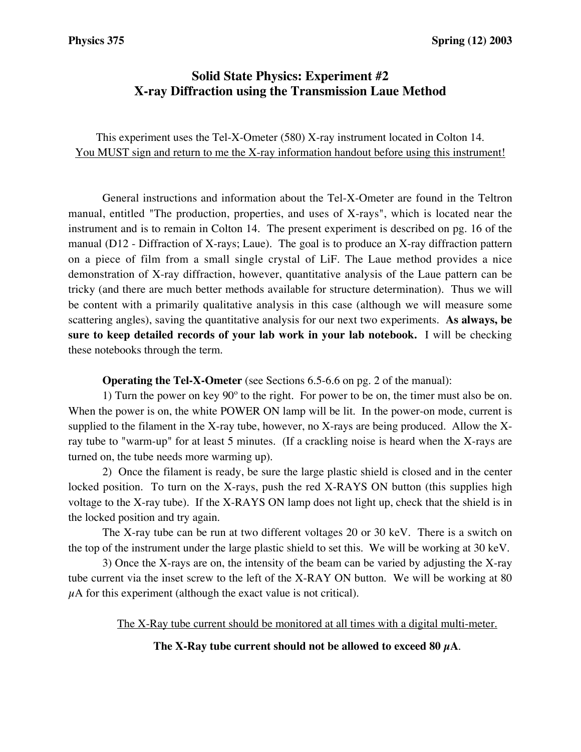**Physics 375** **Spring (12) 2003**

# Solid State Physics: Experiment #2
# X-ray Diffraction using the Transmission Laue Method

This experiment uses the Tel-X-Ometer (580) X-ray instrument located in Colton 14.
<u>You MUST sign and return to me the X-ray information handout before using this instrument!</u>

General instructions and information about the Tel-X-Ometer are found in the Teltron manual, entitled "The production, properties, and uses of X-rays", which is located near the instrument and is to remain in Colton 14. The present experiment is described on pg. 16 of the manual (D12 - Diffraction of X-rays; Laue). The goal is to produce an X-ray diffraction pattern on a piece of film from a small single crystal of LiF. The Laue method provides a nice demonstration of X-ray diffraction, however, quantitative analysis of the Laue pattern can be tricky (and there are much better methods available for structure determination). Thus we will be content with a primarily qualitative analysis in this case (although we will measure some scattering angles), saving the quantitative analysis for our next two experiments. **As always, be sure to keep detailed records of your lab work in your lab notebook.** I will be checking these notebooks through the term.

**Operating the Tel-X-Ometer** (see Sections 6.5-6.6 on pg. 2 of the manual):

1) Turn the power on key 90º to the right. For power to be on, the timer must also be on. When the power is on, the white POWER ON lamp will be lit. In the power-on mode, current is supplied to the filament in the X-ray tube, however, no X-rays are being produced. Allow the X-ray tube to "warm-up" for at least 5 minutes. (If a crackling noise is heard when the X-rays are turned on, the tube needs more warming up).

2) Once the filament is ready, be sure the large plastic shield is closed and in the center locked position. To turn on the X-rays, push the red X-RAYS ON button (this supplies high voltage to the X-ray tube). If the X-RAYS ON lamp does not light up, check that the shield is in the locked position and try again.

The X-ray tube can be run at two different voltages 20 or 30 keV. There is a switch on the top of the instrument under the large plastic shield to set this. We will be working at 30 keV.

3) Once the X-rays are on, the intensity of the beam can be varied by adjusting the X-ray tube current via the inset screw to the left of the X-RAY ON button. We will be working at 80 $\mu$A for this experiment (although the exact value is not critical).

<u>The X-Ray tube current should be monitored at all times with a digital multi-meter.</u>

**The X-Ray tube current should not be allowed to exceed 80 $\mu$A.**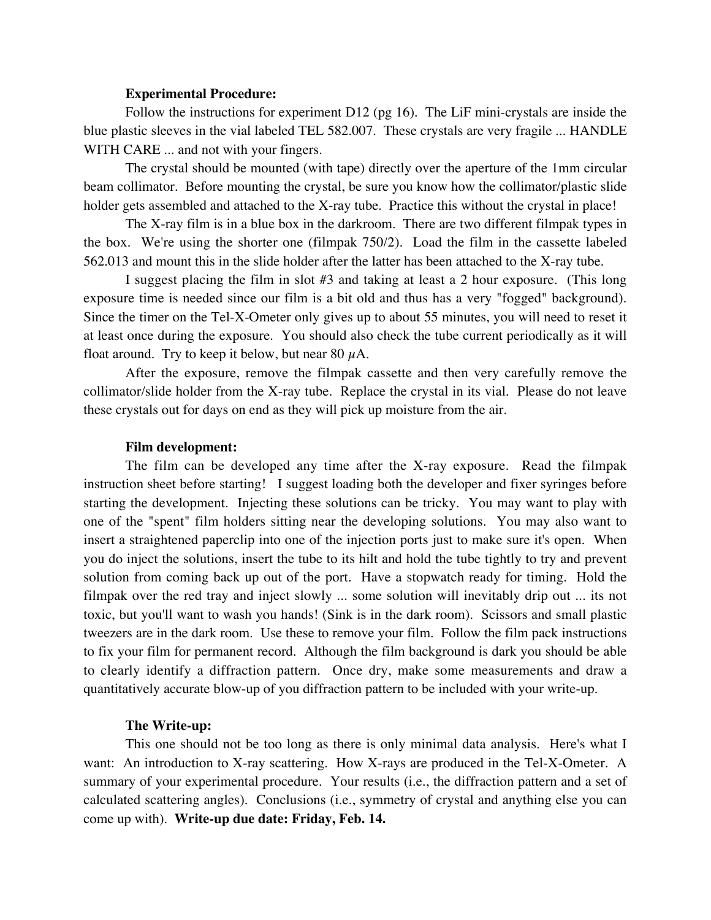**Experimental Procedure:**

Follow the instructions for experiment D12 (pg 16). The LiF mini-crystals are inside the blue plastic sleeves in the vial labeled TEL 582.007. These crystals are very fragile ... HANDLE WITH CARE ... and not with your fingers.

The crystal should be mounted (with tape) directly over the aperture of the 1mm circular beam collimator. Before mounting the crystal, be sure you know how the collimator/plastic slide holder gets assembled and attached to the X-ray tube. Practice this without the crystal in place!

The X-ray film is in a blue box in the darkroom. There are two different filmpak types in the box. We're using the shorter one (filmpak 750/2). Load the film in the cassette labeled 562.013 and mount this in the slide holder after the latter has been attached to the X-ray tube.

I suggest placing the film in slot #3 and taking at least a 2 hour exposure. (This long exposure time is needed since our film is a bit old and thus has a very "fogged" background). Since the timer on the Tel-X-Ometer only gives up to about 55 minutes, you will need to reset it at least once during the exposure. You should also check the tube current periodically as it will float around. Try to keep it below, but near 80 $\mu$A.

After the exposure, remove the filmpak cassette and then very carefully remove the collimator/slide holder from the X-ray tube. Replace the crystal in its vial. Please do not leave these crystals out for days on end as they will pick up moisture from the air.

**Film development:**

The film can be developed any time after the X-ray exposure. Read the filmpak instruction sheet before starting! I suggest loading both the developer and fixer syringes before starting the development. Injecting these solutions can be tricky. You may want to play with one of the "spent" film holders sitting near the developing solutions. You may also want to insert a straightened paperclip into one of the injection ports just to make sure it's open. When you do inject the solutions, insert the tube to its hilt and hold the tube tightly to try and prevent solution from coming back up out of the port. Have a stopwatch ready for timing. Hold the filmpak over the red tray and inject slowly ... some solution will inevitably drip out ... its not toxic, but you'll want to wash you hands! (Sink is in the dark room). Scissors and small plastic tweezers are in the dark room. Use these to remove your film. Follow the film pack instructions to fix your film for permanent record. Although the film background is dark you should be able to clearly identify a diffraction pattern. Once dry, make some measurements and draw a quantitatively accurate blow-up of you diffraction pattern to be included with your write-up.

**The Write-up:**

This one should not be too long as there is only minimal data analysis. Here's what I want: An introduction to X-ray scattering. How X-rays are produced in the Tel-X-Ometer. A summary of your experimental procedure. Your results (i.e., the diffraction pattern and a set of calculated scattering angles). Conclusions (i.e., symmetry of crystal and anything else you can come up with). **Write-up due date: Friday, Feb. 14.**